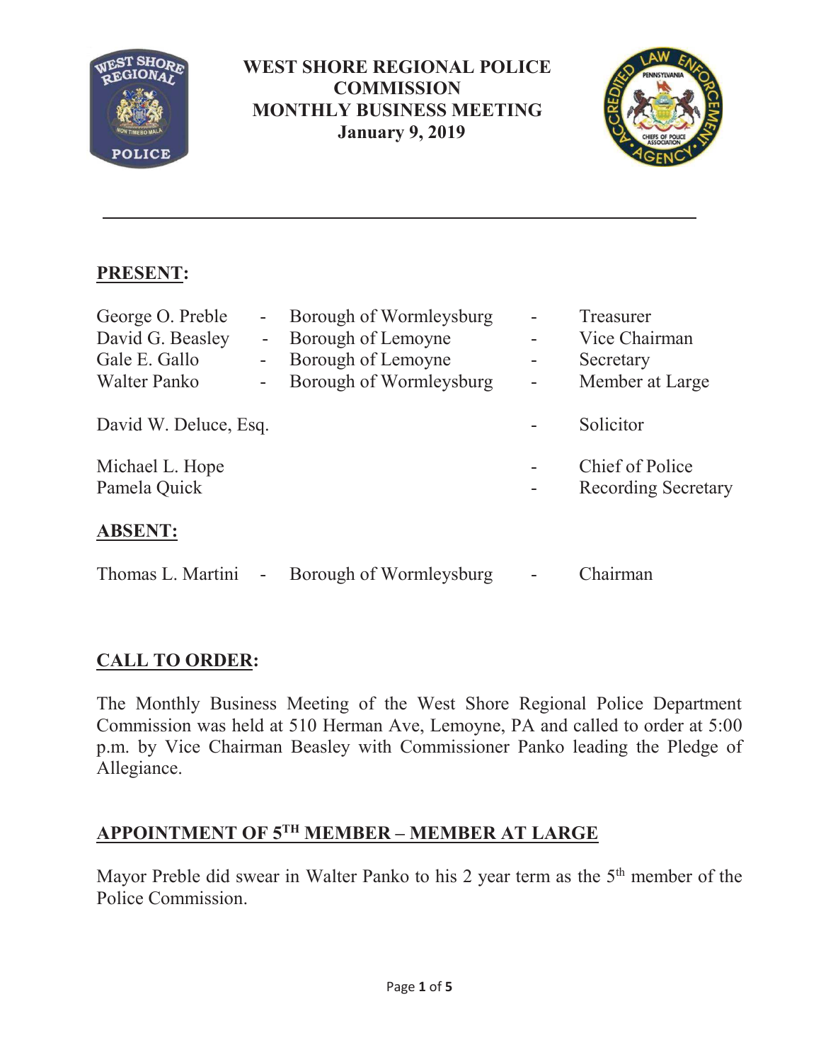# WEST SHORE REGIONAL POLICE COMMISSION
## MONTHLY BUSINESS MEETING
### January 9, 2019

---

**PRESENT:**

| | | | | |
|---|---|---|---|---|
| George O. Preble | - | Borough of Wormleysburg | - | Treasurer |
| David G. Beasley | - | Borough of Lemoyne | - | Vice Chairman |
| Gale E. Gallo | - | Borough of Lemoyne | - | Secretary |
| Walter Panko | - | Borough of Wormleysburg | - | Member at Large |
| David W. Deluce, Esq. | | | - | Solicitor |
| Michael L. Hope | | | - | Chief of Police |
| Pamela Quick | | | - | Recording Secretary |

**ABSENT:**

| | | | | |
|---|---|---|---|---|
| Thomas L. Martini | - | Borough of Wormleysburg | - | Chairman |

**CALL TO ORDER:**

The Monthly Business Meeting of the West Shore Regional Police Department Commission was held at 510 Herman Ave, Lemoyne, PA and called to order at 5:00 p.m. by Vice Chairman Beasley with Commissioner Panko leading the Pledge of Allegiance.

**APPOINTMENT OF 5TH MEMBER – MEMBER AT LARGE**

Mayor Preble did swear in Walter Panko to his 2 year term as the 5th member of the Police Commission.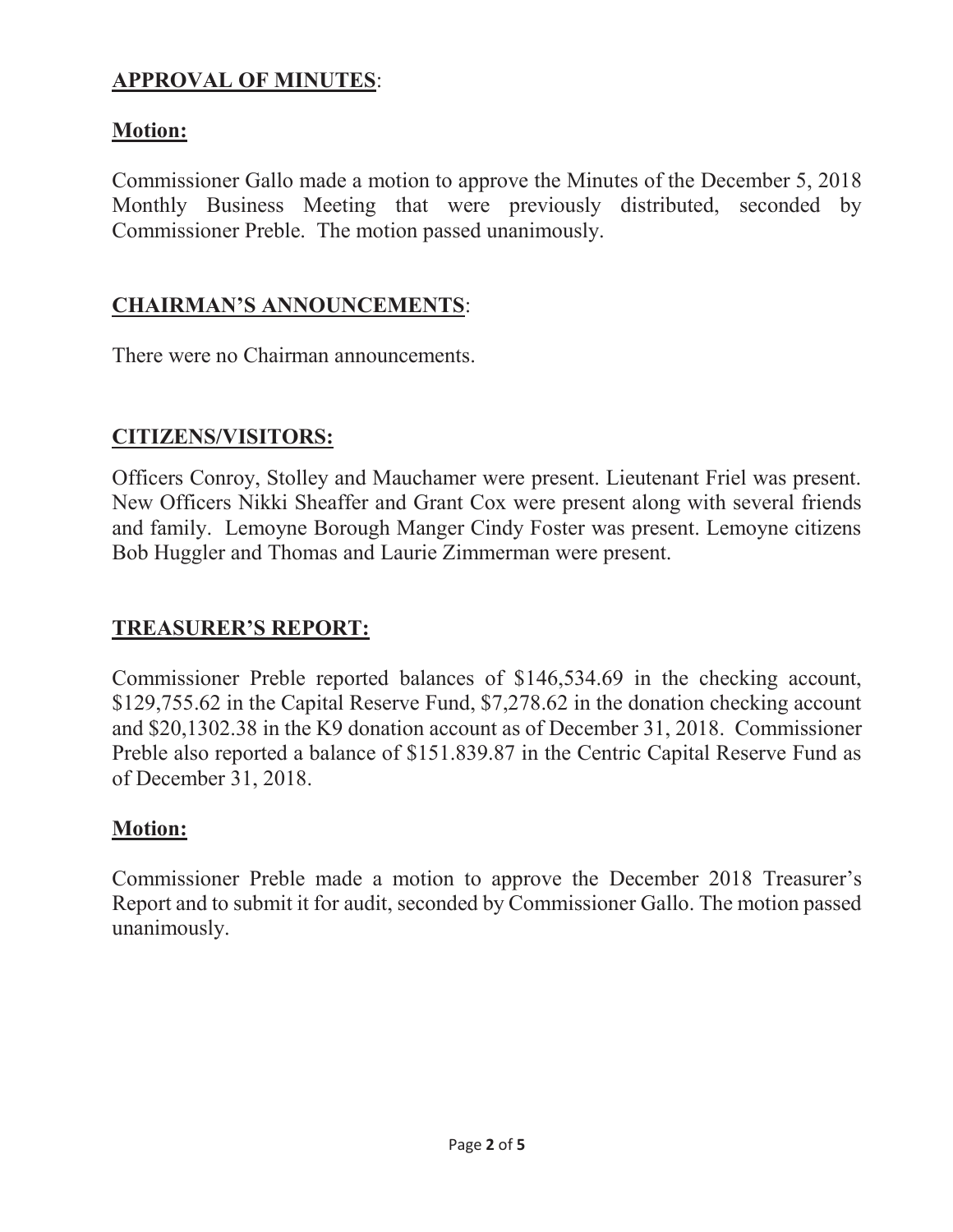## **APPROVAL OF MINUTES**:

### **Motion:**

Commissioner Gallo made a motion to approve the Minutes of the December 5, 2018 Monthly Business Meeting that were previously distributed, seconded by Commissioner Preble. The motion passed unanimously.

## **CHAIRMAN'S ANNOUNCEMENTS**:

There were no Chairman announcements.

## **CITIZENS/VISITORS:**

Officers Conroy, Stolley and Mauchamer were present. Lieutenant Friel was present. New Officers Nikki Sheaffer and Grant Cox were present along with several friends and family. Lemoyne Borough Manger Cindy Foster was present. Lemoyne citizens Bob Huggler and Thomas and Laurie Zimmerman were present.

## **TREASURER'S REPORT:**

Commissioner Preble reported balances of $146,534.69 in the checking account, $129,755.62 in the Capital Reserve Fund, $7,278.62 in the donation checking account and $20,1302.38 in the K9 donation account as of December 31, 2018. Commissioner Preble also reported a balance of $151.839.87 in the Centric Capital Reserve Fund as of December 31, 2018.

### **Motion:**

Commissioner Preble made a motion to approve the December 2018 Treasurer's Report and to submit it for audit, seconded by Commissioner Gallo. The motion passed unanimously.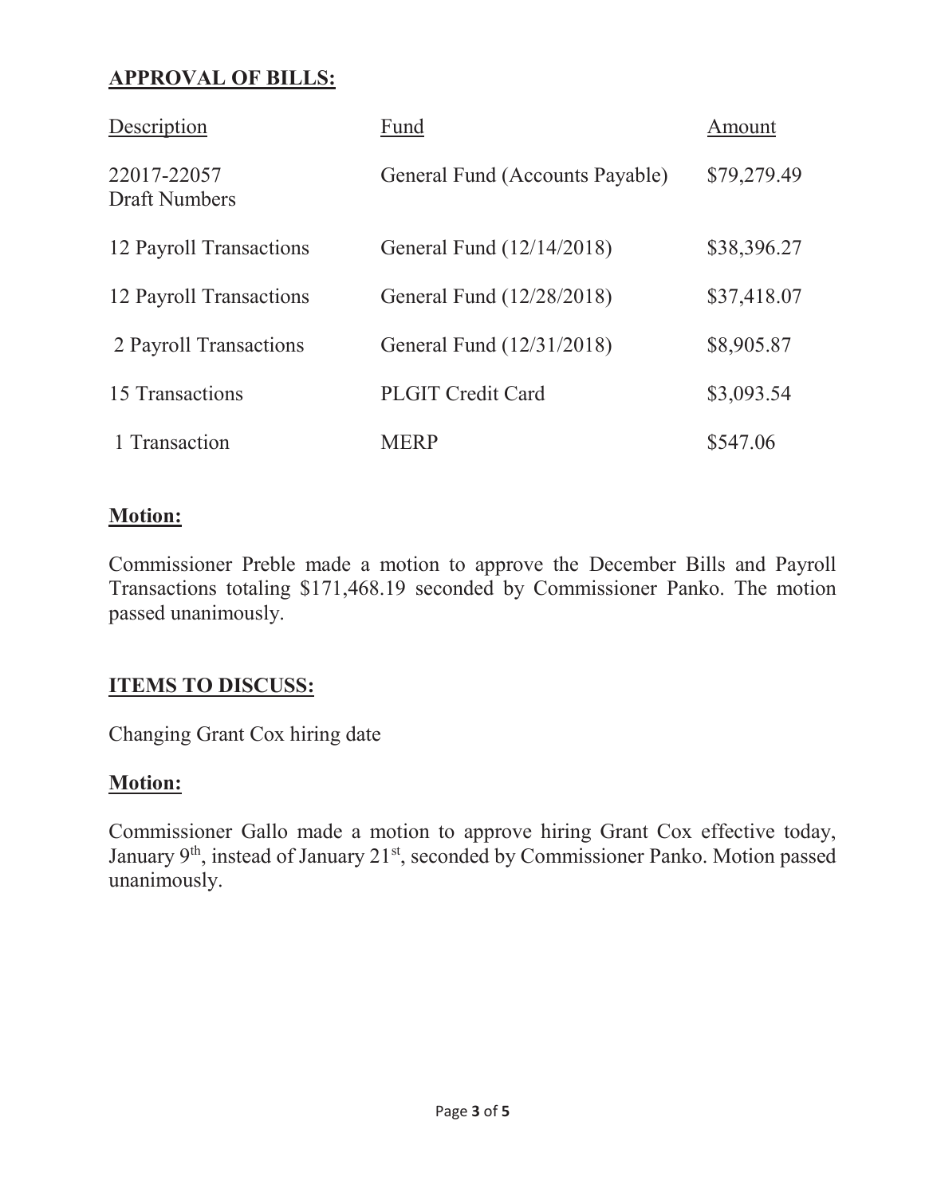## APPROVAL OF BILLS:

| Description | Fund | Amount |
|---|---|---|
| 22017-22057 Draft Numbers | General Fund (Accounts Payable) | \$79,279.49 |
| 12 Payroll Transactions | General Fund (12/14/2018) | \$38,396.27 |
| 12 Payroll Transactions | General Fund (12/28/2018) | \$37,418.07 |
| 2 Payroll Transactions | General Fund (12/31/2018) | \$8,905.87 |
| 15 Transactions | PLGIT Credit Card | \$3,093.54 |
| 1 Transaction | MERP | \$547.06 |

**Motion:**

Commissioner Preble made a motion to approve the December Bills and Payroll Transactions totaling \$171,468.19 seconded by Commissioner Panko. The motion passed unanimously.

## ITEMS TO DISCUSS:

Changing Grant Cox hiring date

**Motion:**

Commissioner Gallo made a motion to approve hiring Grant Cox effective today, January 9th, instead of January 21st, seconded by Commissioner Panko. Motion passed unanimously.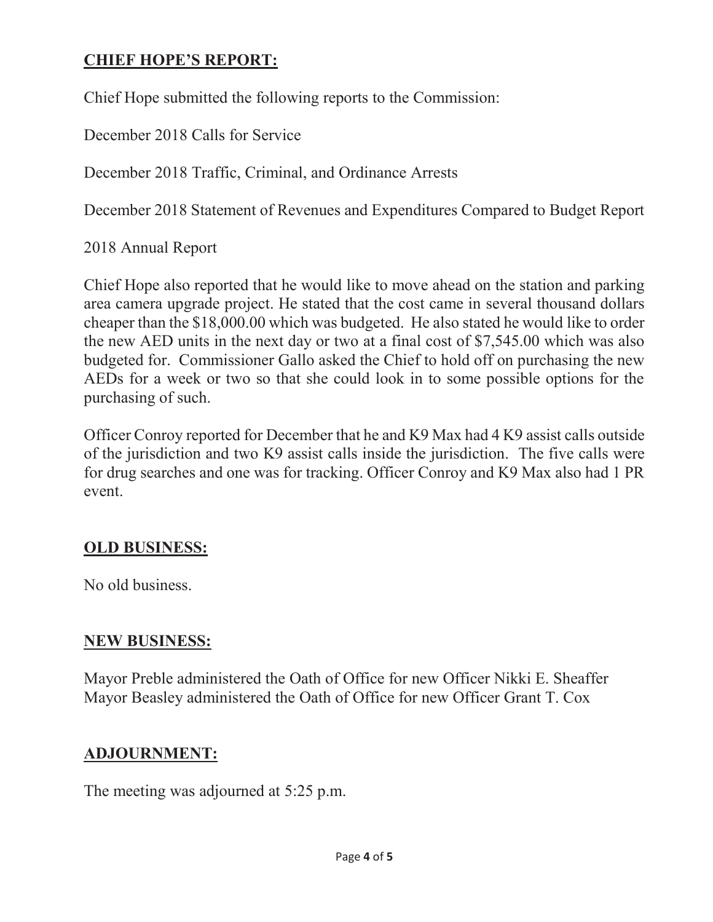## **CHIEF HOPE'S REPORT:**

Chief Hope submitted the following reports to the Commission:

December 2018 Calls for Service

December 2018 Traffic, Criminal, and Ordinance Arrests

December 2018 Statement of Revenues and Expenditures Compared to Budget Report

2018 Annual Report

Chief Hope also reported that he would like to move ahead on the station and parking area camera upgrade project. He stated that the cost came in several thousand dollars cheaper than the $18,000.00 which was budgeted. He also stated he would like to order the new AED units in the next day or two at a final cost of $7,545.00 which was also budgeted for. Commissioner Gallo asked the Chief to hold off on purchasing the new AEDs for a week or two so that she could look in to some possible options for the purchasing of such.

Officer Conroy reported for December that he and K9 Max had 4 K9 assist calls outside of the jurisdiction and two K9 assist calls inside the jurisdiction. The five calls were for drug searches and one was for tracking. Officer Conroy and K9 Max also had 1 PR event.

## **OLD BUSINESS:**

No old business.

## **NEW BUSINESS:**

Mayor Preble administered the Oath of Office for new Officer Nikki E. Sheaffer
Mayor Beasley administered the Oath of Office for new Officer Grant T. Cox

## **ADJOURNMENT:**

The meeting was adjourned at 5:25 p.m.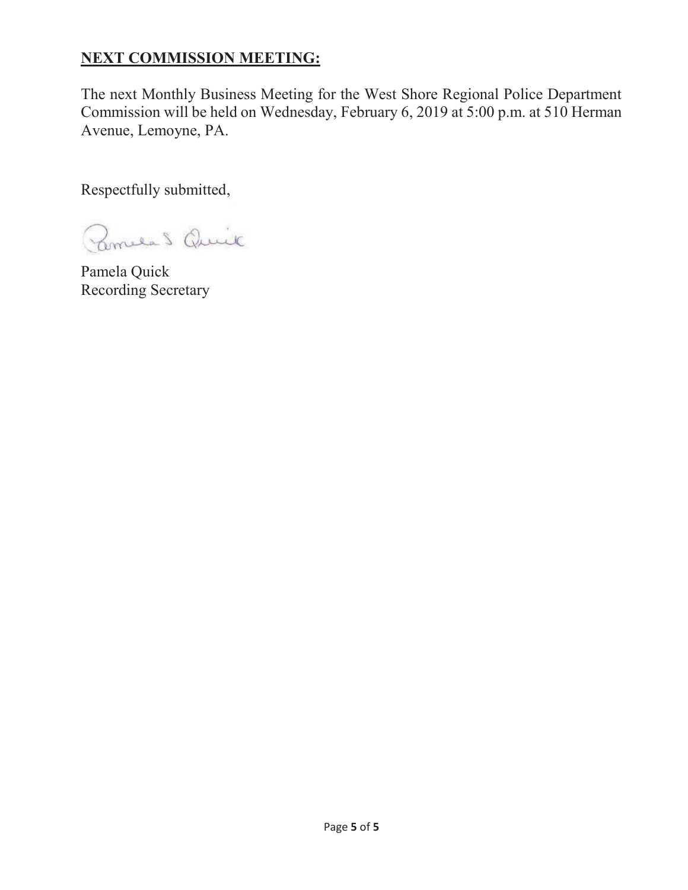## **NEXT COMMISSION MEETING:**

The next Monthly Business Meeting for the West Shore Regional Police Department Commission will be held on Wednesday, February 6, 2019 at 5:00 p.m. at 510 Herman Avenue, Lemoyne, PA.

Respectfully submitted,

Pamela S. Quick

Pamela Quick
Recording Secretary